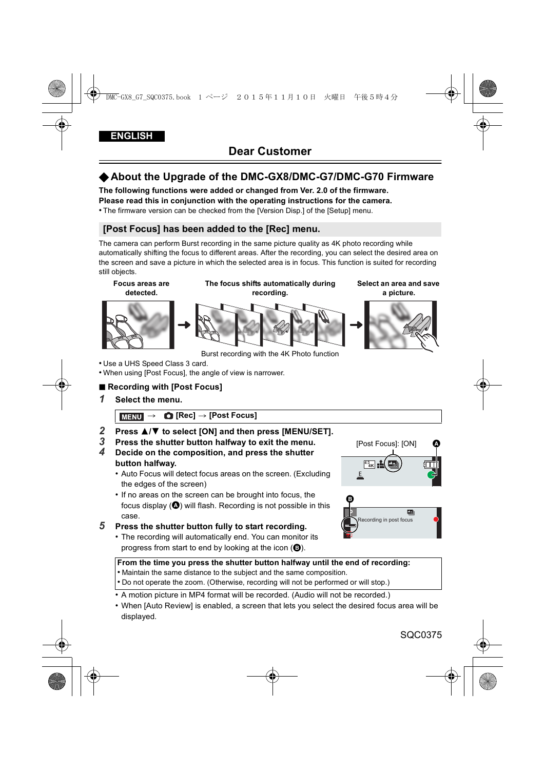ENGLISH

# Dear Customer

## ◆About the Upgrade of the DMC-GX8/DMC-G7/DMC-G70 Firmware

**The following functions were added or changed from Ver. 2.0 of the firmware.**
**Please read this in conjunction with the operating instructions for the camera.**

- The firmware version can be checked from the [Version Disp.] of the [Setup] menu.

### [Post Focus] has been added to the [Rec] menu.

The camera can perform Burst recording in the same picture quality as 4K photo recording while automatically shifting the focus to different areas. After the recording, you can select the desired area on the screen and save a picture in which the selected area is in focus. This function is suited for recording still objects.

**Focus areas are detected.** → **The focus shifts automatically during recording.** → **Select an area and save a picture.**

Burst recording with the 4K Photo function

- Use a UHS Speed Class 3 card.
- When using [Post Focus], the angle of view is narrower.

■ **Recording with [Post Focus]**

**1 Select the menu.**

MENU → [Rec] → [Post Focus]

**2 Press ▲/▼ to select [ON] and then press [MENU/SET].**

**3 Press the shutter button halfway to exit the menu.**

**4 Decide on the composition, and press the shutter button halfway.**

- Auto Focus will detect focus areas on the screen. (Excluding the edges of the screen)
- If no areas on the screen can be brought into focus, the focus display (A) will flash. Recording is not possible in this case.

**5 Press the shutter button fully to start recording.**

- The recording will automatically end. You can monitor its progress from start to end by looking at the icon (B).

[Post Focus]: [ON] (A)

(B) Recording in post focus

**From the time you press the shutter button halfway until the end of recording:**
- Maintain the same distance to the subject and the same composition.
- Do not operate the zoom. (Otherwise, recording will not be performed or will stop.)

- A motion picture in MP4 format will be recorded. (Audio will not be recorded.)
- When [Auto Review] is enabled, a screen that lets you select the desired focus area will be displayed.

SQC0375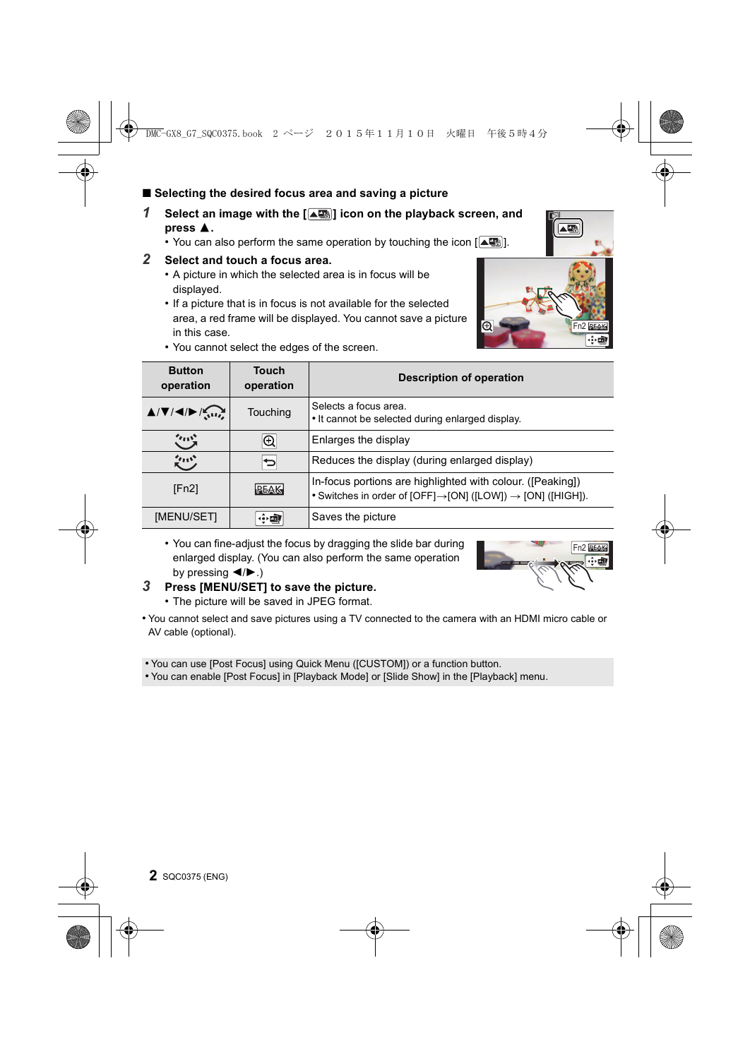## ■ Selecting the desired focus area and saving a picture

**1 Select an image with the [ ] icon on the playback screen, and press ▲.**

- You can also perform the same operation by touching the icon [ ].

**2 Select and touch a focus area.**

- A picture in which the selected area is in focus will be displayed.
- If a picture that is in focus is not available for the selected area, a red frame will be displayed. You cannot save a picture in this case.
- You cannot select the edges of the screen.

| Button operation | Touch operation | Description of operation |
| --- | --- | --- |
| ▲/▼/◄/►/ | Touching | Selects a focus area.<br>• It cannot be selected during enlarged display. |
| | | Enlarges the display |
| | | Reduces the display (during enlarged display) |
| [Fn2] | PEAK | In-focus portions are highlighted with colour. ([Peaking])<br>• Switches in order of [OFF]→[ON] ([LOW]) → [ON] ([HIGH]). |
| [MENU/SET] | | Saves the picture |

- You can fine-adjust the focus by dragging the slide bar during enlarged display. (You can also perform the same operation by pressing ◄/►.)

**3 Press [MENU/SET] to save the picture.**

- The picture will be saved in JPEG format.

• You cannot select and save pictures using a TV connected to the camera with an HDMI micro cable or AV cable (optional).

• You can use [Post Focus] using Quick Menu ([CUSTOM]) or a function button.
• You can enable [Post Focus] in [Playback Mode] or [Slide Show] in the [Playback] menu.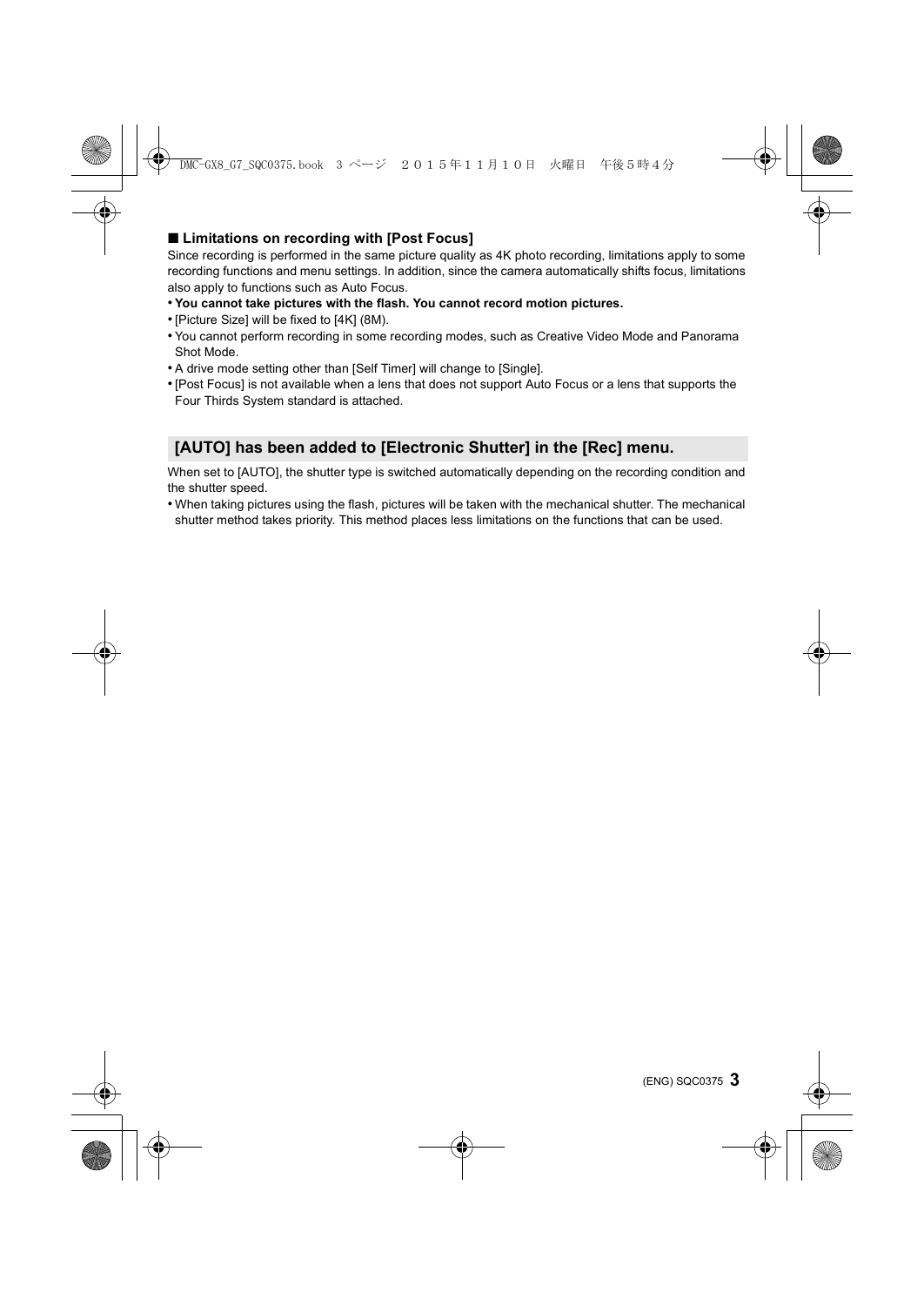### ■ Limitations on recording with [Post Focus]

Since recording is performed in the same picture quality as 4K photo recording, limitations apply to some recording functions and menu settings. In addition, since the camera automatically shifts focus, limitations also apply to functions such as Auto Focus.

- **You cannot take pictures with the flash. You cannot record motion pictures.**
- [Picture Size] will be fixed to [4K] (8M).
- You cannot perform recording in some recording modes, such as Creative Video Mode and Panorama Shot Mode.
- A drive mode setting other than [Self Timer] will change to [Single].
- [Post Focus] is not available when a lens that does not support Auto Focus or a lens that supports the Four Thirds System standard is attached.

## [AUTO] has been added to [Electronic Shutter] in the [Rec] menu.

When set to [AUTO], the shutter type is switched automatically depending on the recording condition and the shutter speed.

- When taking pictures using the flash, pictures will be taken with the mechanical shutter. The mechanical shutter method takes priority. This method places less limitations on the functions that can be used.